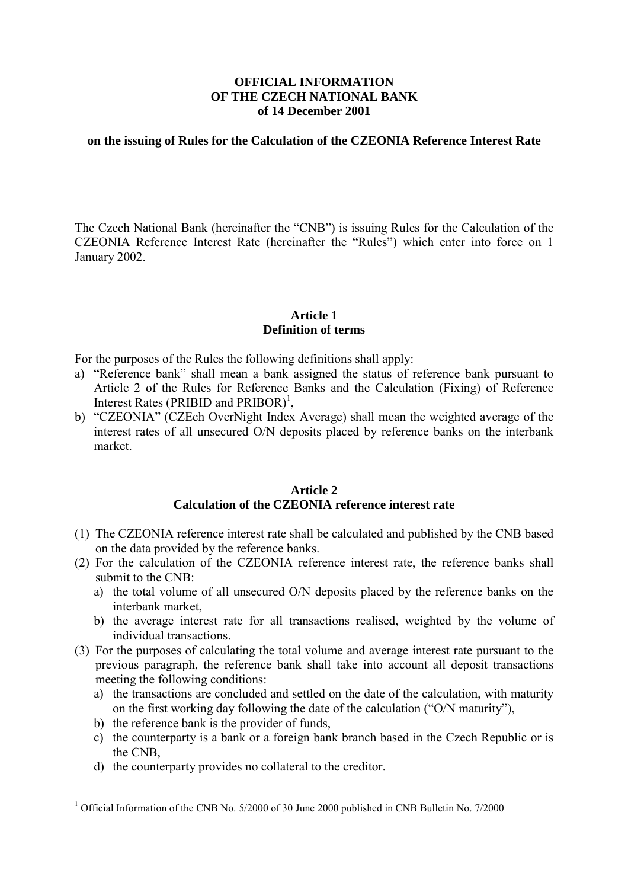**OFFICIAL INFORMATION OF THE CZECH NATIONAL BANK of 14 December 2001**

**on the issuing of Rules for the Calculation of the CZEONIA Reference Interest Rate**

The Czech National Bank (hereinafter the "CNB") is issuing Rules for the Calculation of the CZEONIA Reference Interest Rate (hereinafter the "Rules") which enter into force on 1 January 2002.

## Article 1
## Definition of terms

For the purposes of the Rules the following definitions shall apply:

a) "Reference bank" shall mean a bank assigned the status of reference bank pursuant to Article 2 of the Rules for Reference Banks and the Calculation (Fixing) of Reference Interest Rates (PRIBID and PRIBOR)[1],
b) "CZEONIA" (CZEch OverNight Index Average) shall mean the weighted average of the interest rates of all unsecured O/N deposits placed by reference banks on the interbank market.

## Article 2
## Calculation of the CZEONIA reference interest rate

(1) The CZEONIA reference interest rate shall be calculated and published by the CNB based on the data provided by the reference banks.

(2) For the calculation of the CZEONIA reference interest rate, the reference banks shall submit to the CNB:
   a) the total volume of all unsecured O/N deposits placed by the reference banks on the interbank market,
   b) the average interest rate for all transactions realised, weighted by the volume of individual transactions.

(3) For the purposes of calculating the total volume and average interest rate pursuant to the previous paragraph, the reference bank shall take into account all deposit transactions meeting the following conditions:
   a) the transactions are concluded and settled on the date of the calculation, with maturity on the first working day following the date of the calculation ("O/N maturity"),
   b) the reference bank is the provider of funds,
   c) the counterparty is a bank or a foreign bank branch based in the Czech Republic or is the CNB,
   d) the counterparty provides no collateral to the creditor.

---

[1] Official Information of the CNB No. 5/2000 of 30 June 2000 published in CNB Bulletin No. 7/2000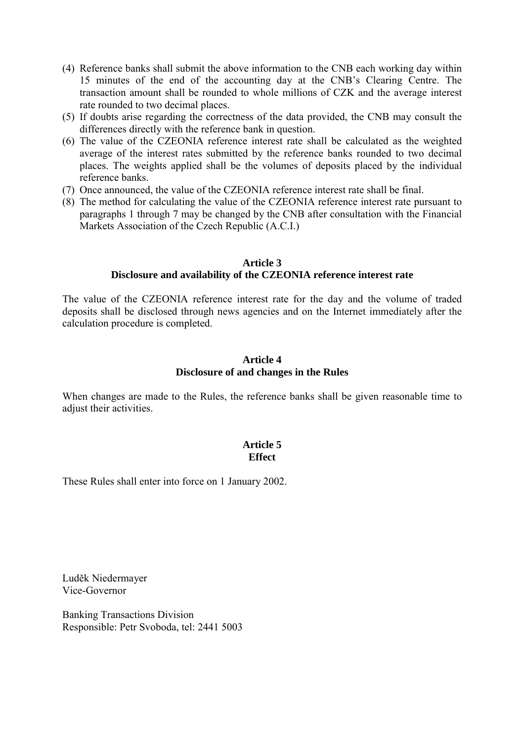(4) Reference banks shall submit the above information to the CNB each working day within 15 minutes of the end of the accounting day at the CNB's Clearing Centre. The transaction amount shall be rounded to whole millions of CZK and the average interest rate rounded to two decimal places.

(5) If doubts arise regarding the correctness of the data provided, the CNB may consult the differences directly with the reference bank in question.

(6) The value of the CZEONIA reference interest rate shall be calculated as the weighted average of the interest rates submitted by the reference banks rounded to two decimal places. The weights applied shall be the volumes of deposits placed by the individual reference banks.

(7) Once announced, the value of the CZEONIA reference interest rate shall be final.

(8) The method for calculating the value of the CZEONIA reference interest rate pursuant to paragraphs 1 through 7 may be changed by the CNB after consultation with the Financial Markets Association of the Czech Republic (A.C.I.)

**Article 3**
**Disclosure and availability of the CZEONIA reference interest rate**

The value of the CZEONIA reference interest rate for the day and the volume of traded deposits shall be disclosed through news agencies and on the Internet immediately after the calculation procedure is completed.

**Article 4**
**Disclosure of and changes in the Rules**

When changes are made to the Rules, the reference banks shall be given reasonable time to adjust their activities.

**Article 5**
**Effect**

These Rules shall enter into force on 1 January 2002.

Luděk Niedermayer
Vice-Governor

Banking Transactions Division
Responsible: Petr Svoboda, tel: 2441 5003